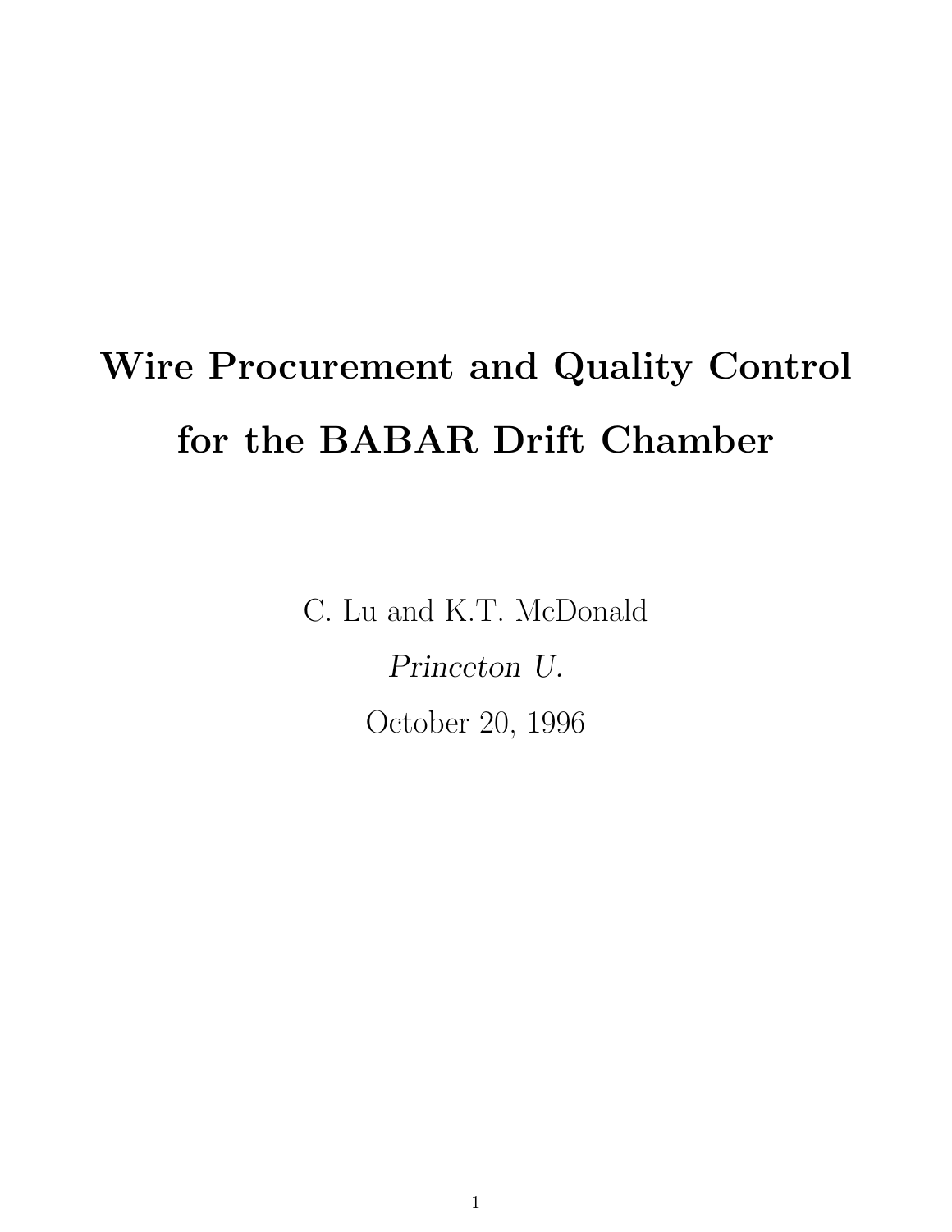# Wire Procurement and Quality Control for the BABAR Drift Chamber

C. Lu and K.T. McDonald

*Princeton U.*

October 20, 1996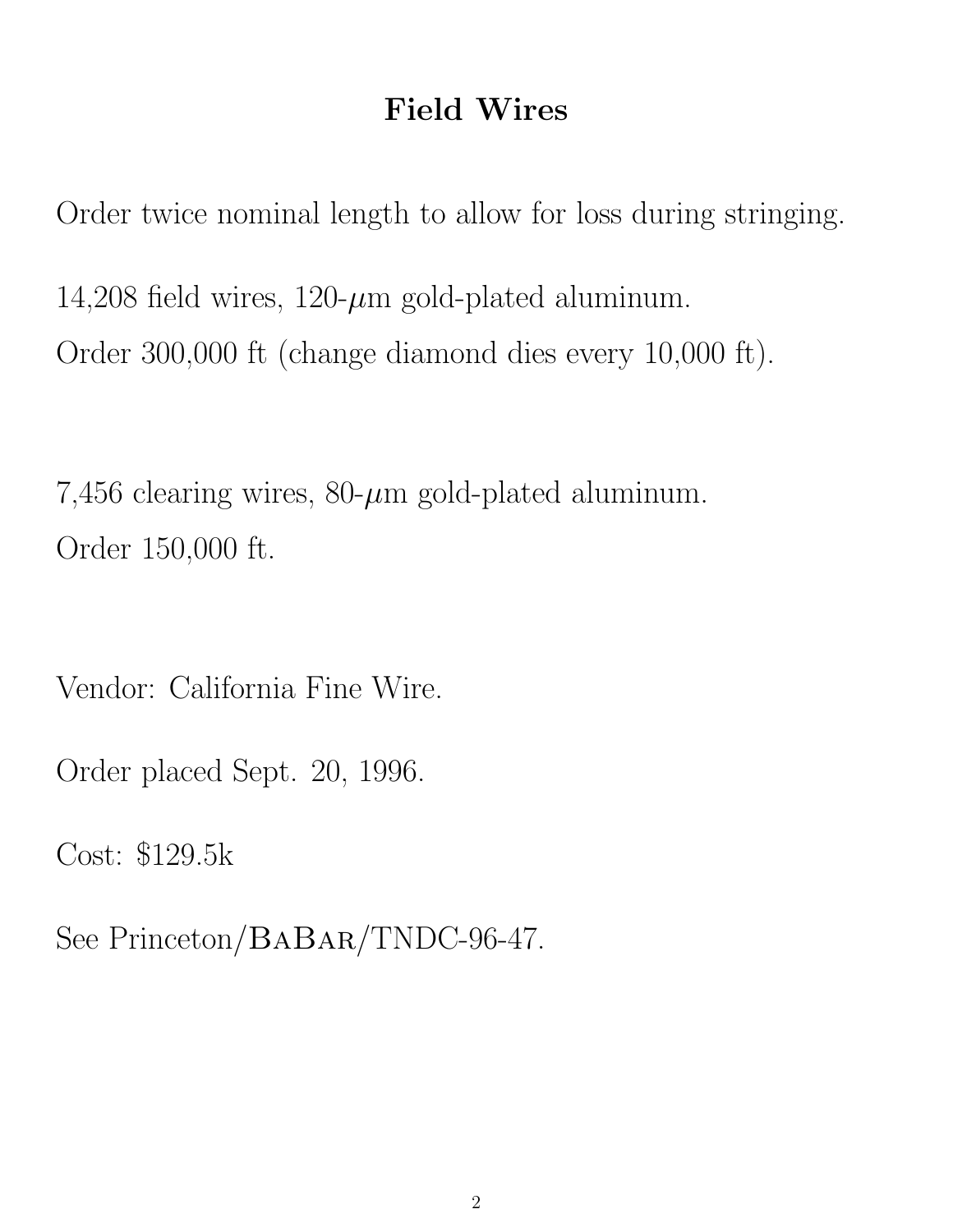# Field Wires

Order twice nominal length to allow for loss during stringing.

14,208 field wires, 120-$\mu$m gold-plated aluminum.

Order 300,000 ft (change diamond dies every 10,000 ft).

7,456 clearing wires, 80-$\mu$m gold-plated aluminum.

Order 150,000 ft.

Vendor: California Fine Wire.

Order placed Sept. 20, 1996.

Cost: \$129.5k

See Princeton/BaBar/TNDC-96-47.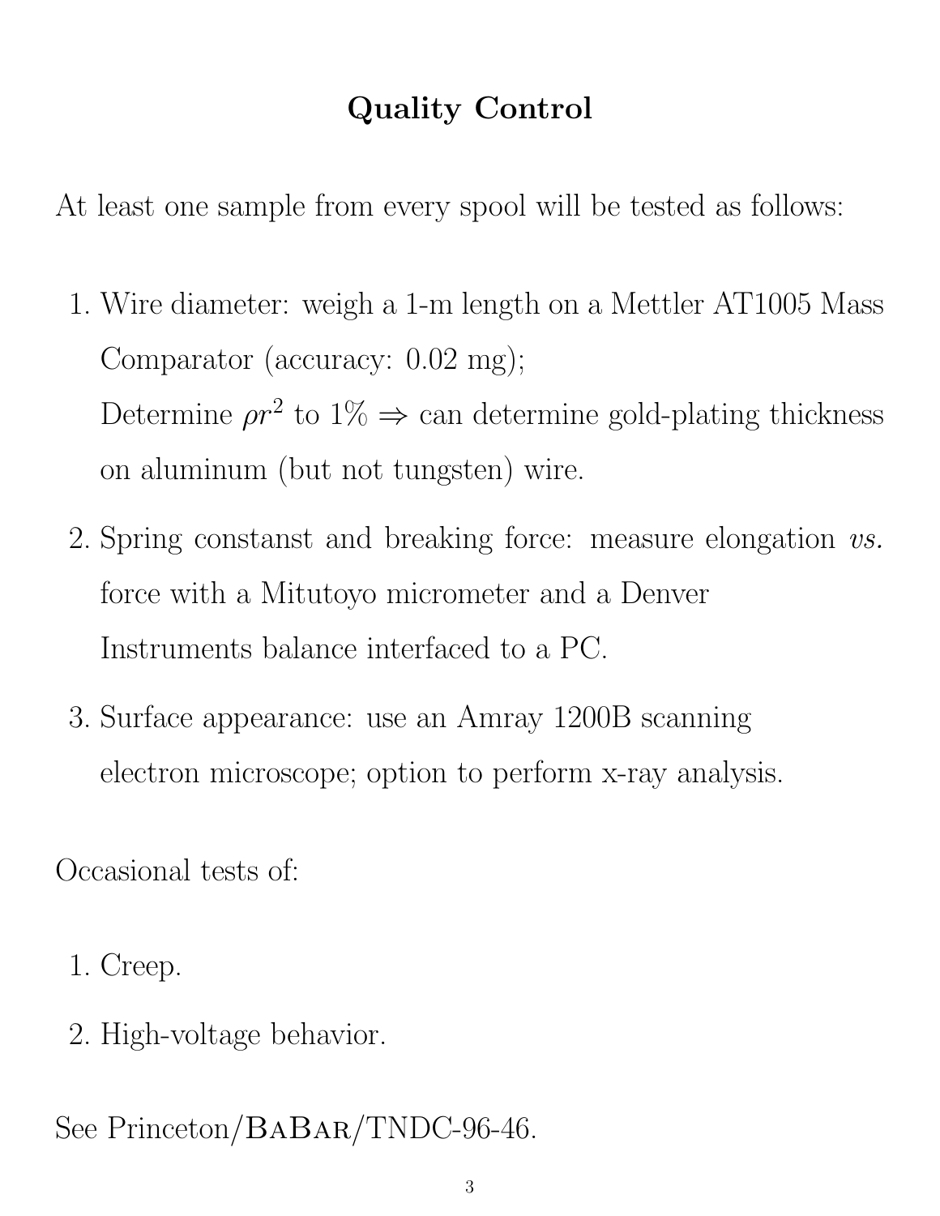# Quality Control

At least one sample from every spool will be tested as follows:

1. Wire diameter: weigh a 1-m length on a Mettler AT1005 Mass Comparator (accuracy: 0.02 mg);
   Determine $\rho r^2$ to 1% $\Rightarrow$ can determine gold-plating thickness on aluminum (but not tungsten) wire.
2. Spring constanst and breaking force: measure elongation *vs.* force with a Mitutoyo micrometer and a Denver Instruments balance interfaced to a PC.
3. Surface appearance: use an Amray 1200B scanning electron microscope; option to perform x-ray analysis.

Occasional tests of:

1. Creep.
2. High-voltage behavior.

See Princeton/BaBar/TNDC-96-46.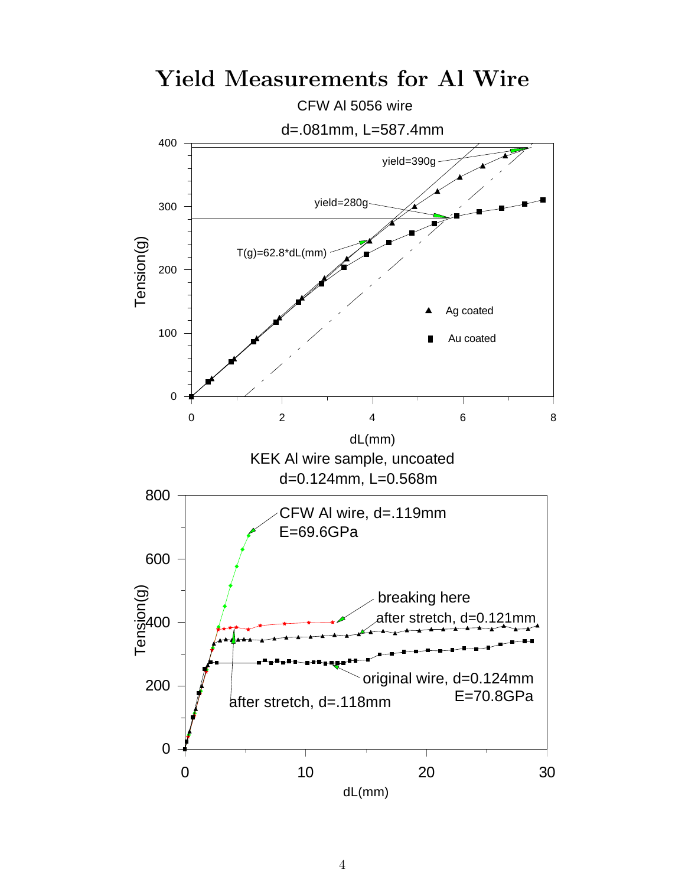# Yield Measurements for Al Wire

CFW Al 5056 wire

d=.081mm, L=587.4mm

yield=390g

yield=280g

T(g)=62.8*dL(mm)

Ag coated

Au coated

Tension(g)

dL(mm)

KEK Al wire sample, uncoated

d=0.124mm, L=0.568m

CFW Al wire, d=.119mm
E=69.6GPa

breaking here

after stretch, d=0.121mm

original wire, d=0.124mm
E=70.8GPa

after stretch, d=.118mm

Tension(g)

dL(mm)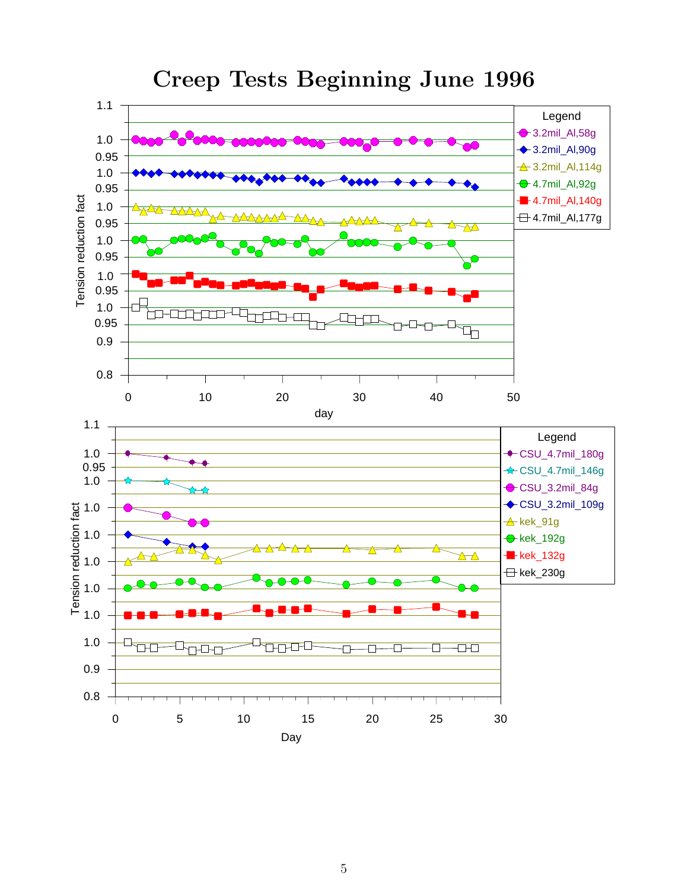# Creep Tests Beginning June 1996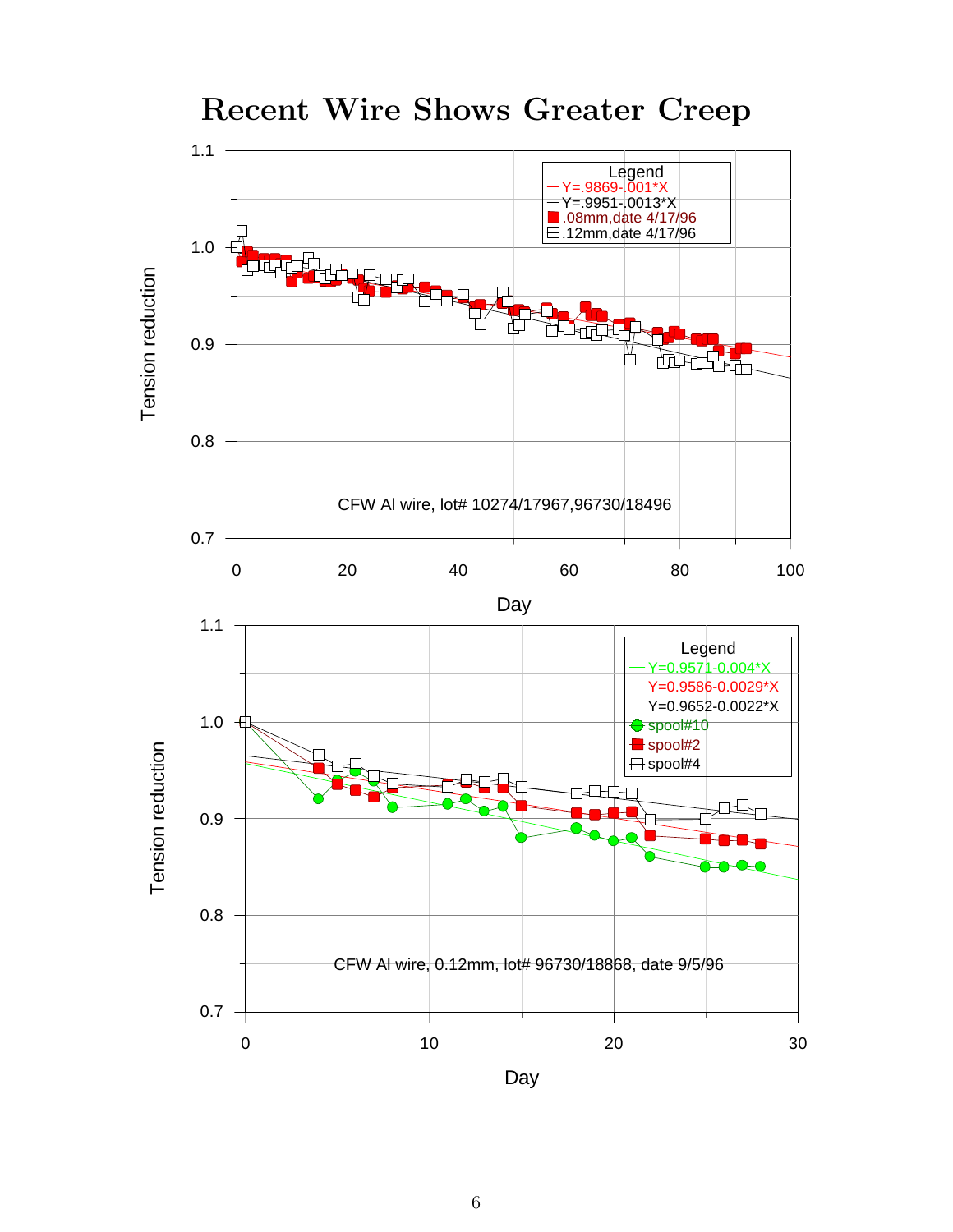# Recent Wire Shows Greater Creep

Tension reduction

Legend
— Y=.9869-.001*X
— Y=.9951-.0013*X
■ .08mm,date 4/17/96
□ .12mm,date 4/17/96

CFW Al wire, lot# 10274/17967,96730/18496

Day

Tension reduction

Legend
— Y=0.9571-0.004*X
— Y=0.9586-0.0029*X
— Y=0.9652-0.0022*X
● spool#10
■ spool#2
□ spool#4

CFW Al wire, 0.12mm, lot# 96730/18868, date 9/5/96

Day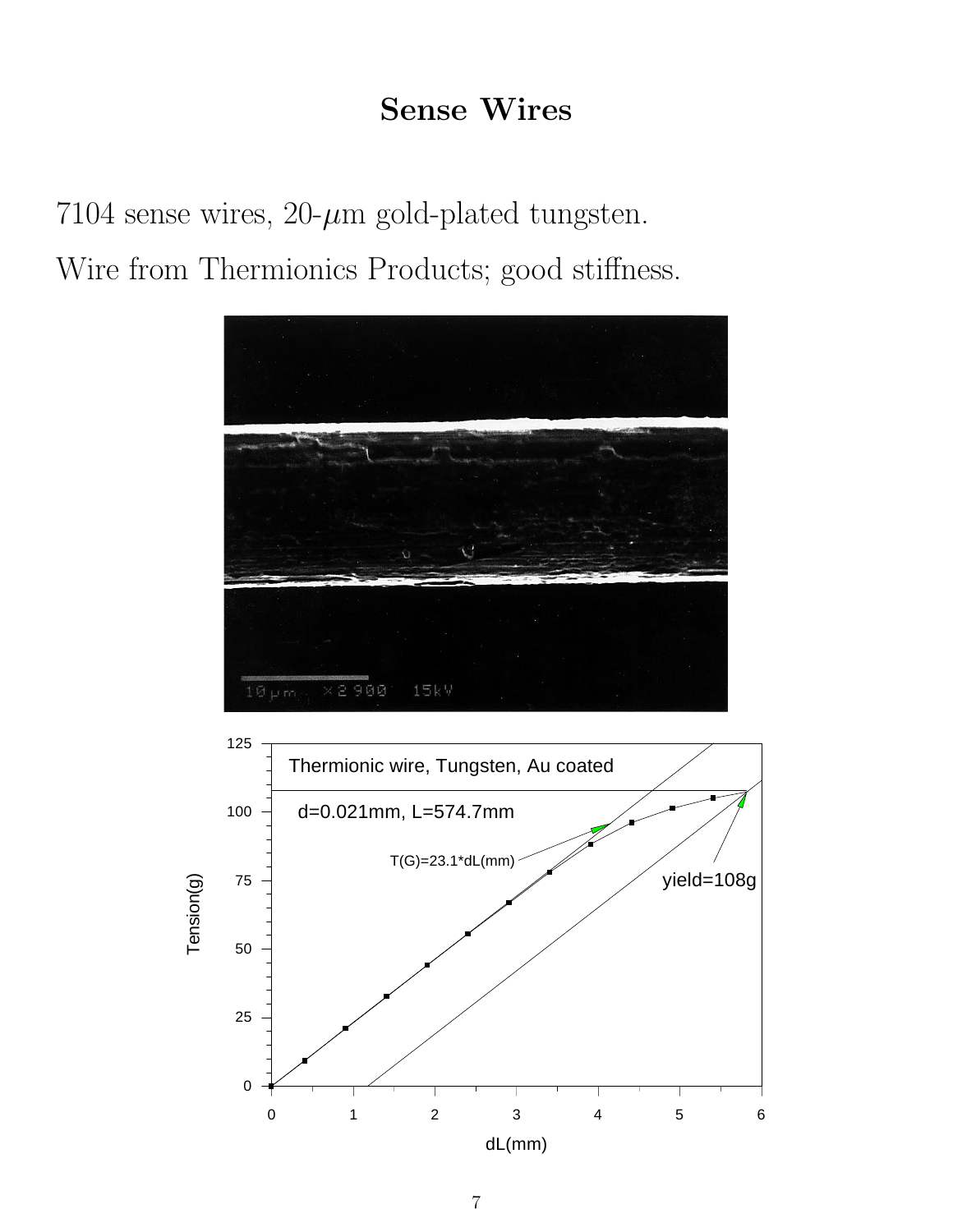# Sense Wires

7104 sense wires, 20-$\mu$m gold-plated tungsten.

Wire from Thermionics Products; good stiffness.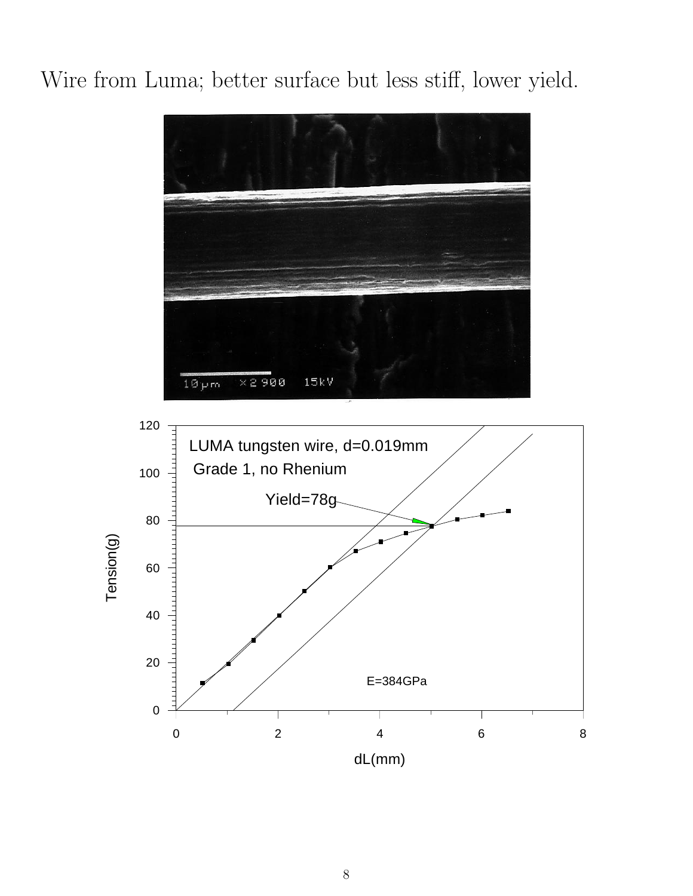Wire from Luma; better surface but less stiff, lower yield.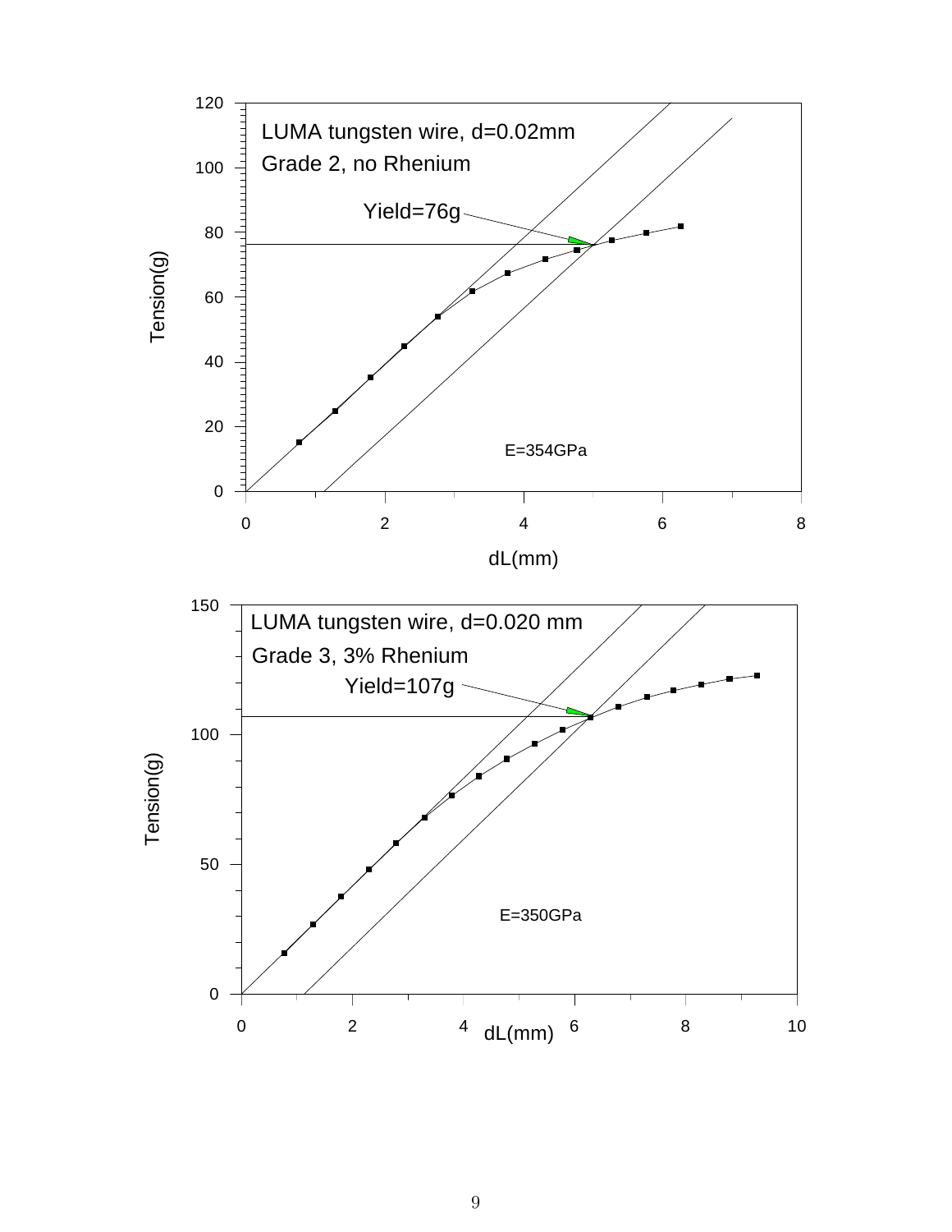LUMA tungsten wire, d=0.02mm
Grade 2, no Rhenium

Yield=76g

E=354GPa

Tension(g)

dL(mm)

0
20
40
60
80
100
120

0
2
4
6
8

LUMA tungsten wire, d=0.020 mm
Grade 3, 3% Rhenium

Yield=107g

E=350GPa

Tension(g)

dL(mm)

0
50
100
150

0
2
4
6
8
10